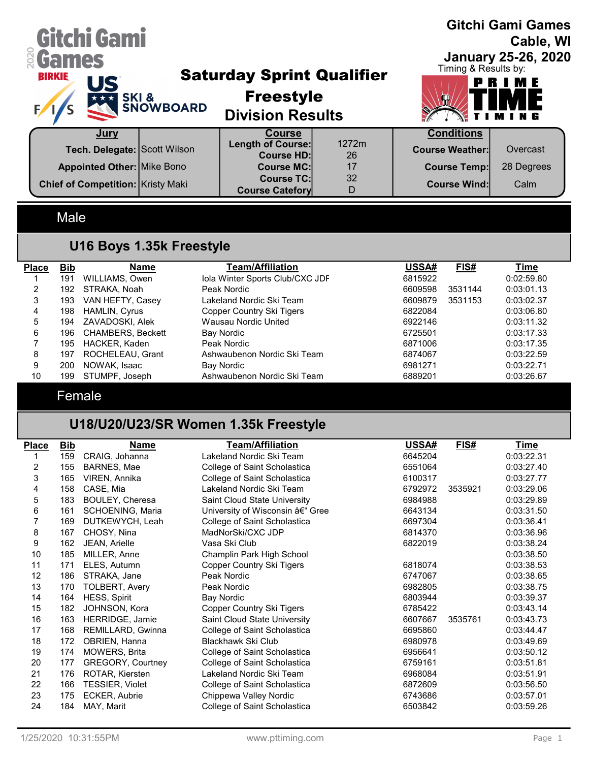# Gitchi Gami Games

Gitchi Gami Games
Cable, WI
January 25-26, 2020
Timing & Results by: PRIME TIME TIMING

## Saturday Sprint Qualifier
## Freestyle
## Division Results

| Jury | | Course | | Conditions | |
|---|---|---|---|---|---|
| Tech. Delegate: | Scott Wilson | Length of Course: | 1272m | Course Weather: | Overcast |
| | | Course HD: | 26 | | |
| Appointed Other: | Mike Bono | Course MC: | 17 | Course Temp: | 28 Degrees |
| Chief of Competition: | Kristy Maki | Course TC: | 32 | Course Wind: | Calm |
| | | Course Catefory | D | | |

## Male

### U16 Boys 1.35k Freestyle

| Place | Bib | Name | Team/Affiliation | USSA# | FIS# | Time |
|---|---|---|---|---|---|---|
| 1 | 191 | WILLIAMS, Owen | Iola Winter Sports Club/CXC JDF | 6815922 | | 0:02:59.80 |
| 2 | 192 | STRAKA, Noah | Peak Nordic | 6609598 | 3531144 | 0:03:01.13 |
| 3 | 193 | VAN HEFTY, Casey | Lakeland Nordic Ski Team | 6609879 | 3531153 | 0:03:02.37 |
| 4 | 198 | HAMLIN, Cyrus | Copper Country Ski Tigers | 6822084 | | 0:03:06.80 |
| 5 | 194 | ZAVADOSKI, Alek | Wausau Nordic United | 6922146 | | 0:03:11.32 |
| 6 | 196 | CHAMBERS, Beckett | Bay Nordic | 6725501 | | 0:03:17.33 |
| 7 | 195 | HACKER, Kaden | Peak Nordic | 6871006 | | 0:03:17.35 |
| 8 | 197 | ROCHELEAU, Grant | Ashwaubenon Nordic Ski Team | 6874067 | | 0:03:22.59 |
| 9 | 200 | NOWAK, Isaac | Bay Nordic | 6981271 | | 0:03:22.71 |
| 10 | 199 | STUMPF, Joseph | Ashwaubenon Nordic Ski Team | 6889201 | | 0:03:26.67 |

## Female

### U18/U20/U23/SR Women 1.35k Freestyle

| Place | Bib | Name | Team/Affiliation | USSA# | FIS# | Time |
|---|---|---|---|---|---|---|
| 1 | 159 | CRAIG, Johanna | Lakeland Nordic Ski Team | 6645204 | | 0:03:22.31 |
| 2 | 155 | BARNES, Mae | College of Saint Scholastica | 6551064 | | 0:03:27.40 |
| 3 | 165 | VIREN, Annika | College of Saint Scholastica | 6100317 | | 0:03:27.77 |
| 4 | 158 | CASE, Mia | Lakeland Nordic Ski Team | 6792972 | 3535921 | 0:03:29.06 |
| 5 | 183 | BOULEY, Cheresa | Saint Cloud State University | 6984988 | | 0:03:29.89 |
| 6 | 161 | SCHOENING, Maria | University of Wisconsin â€“ Gree | 6643134 | | 0:03:31.50 |
| 7 | 169 | DUTKEWYCH, Leah | College of Saint Scholastica | 6697304 | | 0:03:36.41 |
| 8 | 167 | CHOSY, Nina | MadNorSki/CXC JDP | 6814370 | | 0:03:36.96 |
| 9 | 162 | JEAN, Arielle | Vasa Ski Club | 6822019 | | 0:03:38.24 |
| 10 | 185 | MILLER, Anne | Champlin Park High School | | | 0:03:38.50 |
| 11 | 171 | ELES, Autumn | Copper Country Ski Tigers | 6818074 | | 0:03:38.53 |
| 12 | 186 | STRAKA, Jane | Peak Nordic | 6747067 | | 0:03:38.65 |
| 13 | 170 | TOLBERT, Avery | Peak Nordic | 6982805 | | 0:03:38.75 |
| 14 | 164 | HESS, Spirit | Bay Nordic | 6803944 | | 0:03:39.37 |
| 15 | 182 | JOHNSON, Kora | Copper Country Ski Tigers | 6785422 | | 0:03:43.14 |
| 16 | 163 | HERRIDGE, Jamie | Saint Cloud State University | 6607667 | 3535761 | 0:03:43.73 |
| 17 | 168 | REMILLARD, Gwinna | College of Saint Scholastica | 6695860 | | 0:03:44.47 |
| 18 | 172 | OBRIEN, Hanna | Blackhawk Ski Club | 6980978 | | 0:03:49.69 |
| 19 | 174 | MOWERS, Brita | College of Saint Scholastica | 6956641 | | 0:03:50.12 |
| 20 | 177 | GREGORY, Courtney | College of Saint Scholastica | 6759161 | | 0:03:51.81 |
| 21 | 176 | ROTAR, Kiersten | Lakeland Nordic Ski Team | 6968084 | | 0:03:51.91 |
| 22 | 166 | TESSIER, Violet | College of Saint Scholastica | 6872609 | | 0:03:56.50 |
| 23 | 175 | ECKER, Aubrie | Chippewa Valley Nordic | 6743686 | | 0:03:57.01 |
| 24 | 184 | MAY, Marit | College of Saint Scholastica | 6503842 | | 0:03:59.26 |

1/25/2020 10:31:55PM www.pttiming.com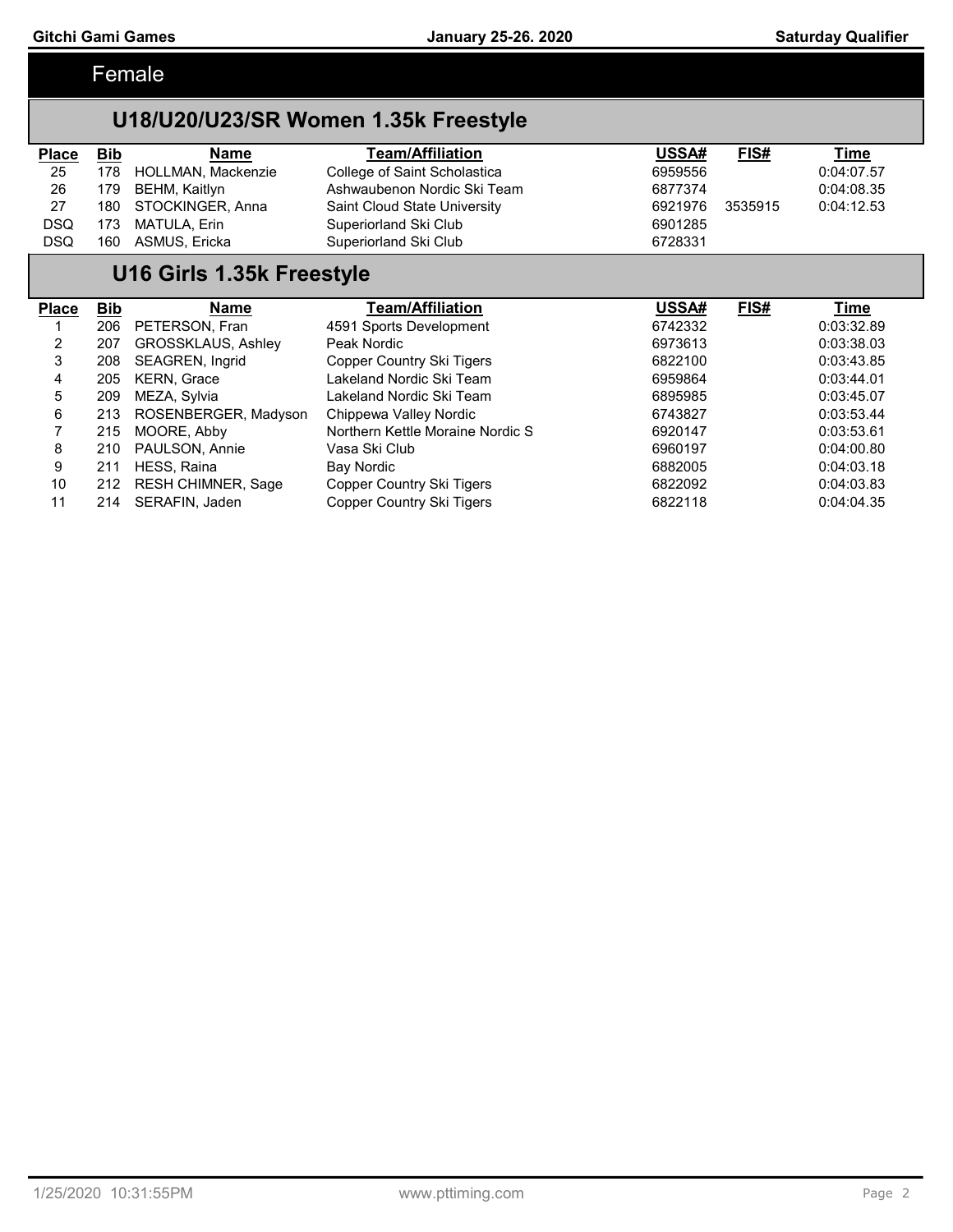## Female

### U18/U20/U23/SR Women 1.35k Freestyle

| Place | Bib | Name | Team/Affiliation | USSA# | FIS# | Time |
|---|---|---|---|---|---|---|
| 25 | 178 | HOLLMAN, Mackenzie | College of Saint Scholastica | 6959556 | | 0:04:07.57 |
| 26 | 179 | BEHM, Kaitlyn | Ashwaubenon Nordic Ski Team | 6877374 | | 0:04:08.35 |
| 27 | 180 | STOCKINGER, Anna | Saint Cloud State University | 6921976 | 3535915 | 0:04:12.53 |
| DSQ | 173 | MATULA, Erin | Superiorland Ski Club | 6901285 | | |
| DSQ | 160 | ASMUS, Ericka | Superiorland Ski Club | 6728331 | | |

### U16 Girls 1.35k Freestyle

| Place | Bib | Name | Team/Affiliation | USSA# | FIS# | Time |
|---|---|---|---|---|---|---|
| 1 | 206 | PETERSON, Fran | 4591 Sports Development | 6742332 | | 0:03:32.89 |
| 2 | 207 | GROSSKLAUS, Ashley | Peak Nordic | 6973613 | | 0:03:38.03 |
| 3 | 208 | SEAGREN, Ingrid | Copper Country Ski Tigers | 6822100 | | 0:03:43.85 |
| 4 | 205 | KERN, Grace | Lakeland Nordic Ski Team | 6959864 | | 0:03:44.01 |
| 5 | 209 | MEZA, Sylvia | Lakeland Nordic Ski Team | 6895985 | | 0:03:45.07 |
| 6 | 213 | ROSENBERGER, Madyson | Chippewa Valley Nordic | 6743827 | | 0:03:53.44 |
| 7 | 215 | MOORE, Abby | Northern Kettle Moraine Nordic S | 6920147 | | 0:03:53.61 |
| 8 | 210 | PAULSON, Annie | Vasa Ski Club | 6960197 | | 0:04:00.80 |
| 9 | 211 | HESS, Raina | Bay Nordic | 6882005 | | 0:04:03.18 |
| 10 | 212 | RESH CHIMNER, Sage | Copper Country Ski Tigers | 6822092 | | 0:04:03.83 |
| 11 | 214 | SERAFIN, Jaden | Copper Country Ski Tigers | 6822118 | | 0:04:04.35 |